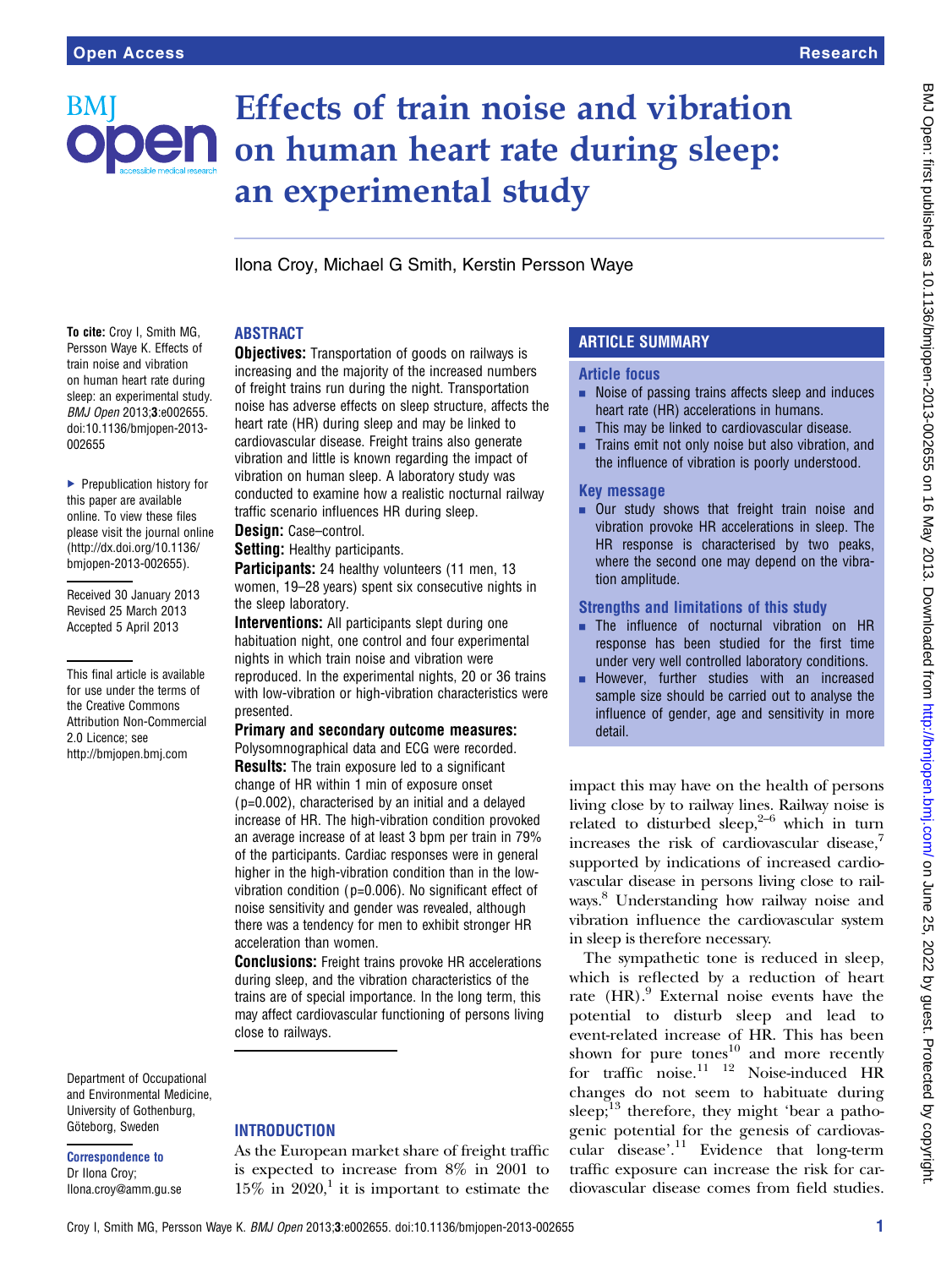# Effects of train noise and vibration on human heart rate during sleep: an experimental study

Ilona Croy, Michael G Smith, Kerstin Persson Waye

**To cite:** Croy I, Smith MG, Persson Waye K. Effects of train noise and vibration on human heart rate during sleep: an experimental study. *BMJ Open* 2013;**3**:e002655. doi:10.1136/bmjopen-2013-002655

▸ Prepublication history for this paper are available online. To view these files please visit the journal online (http://dx.doi.org/10.1136/bmjopen-2013-002655).

Received 30 January 2013
Revised 25 March 2013
Accepted 5 April 2013

This final article is available for use under the terms of the Creative Commons Attribution Non-Commercial 2.0 Licence; see http://bmjopen.bmj.com

Department of Occupational and Environmental Medicine, University of Gothenburg, Göteborg, Sweden

**Correspondence to**
Dr Ilona Croy;
Ilona.croy@amm.gu.se

## ABSTRACT

**Objectives:** Transportation of goods on railways is increasing and the majority of the increased numbers of freight trains run during the night. Transportation noise has adverse effects on sleep structure, affects the heart rate (HR) during sleep and may be linked to cardiovascular disease. Freight trains also generate vibration and little is known regarding the impact of vibration on human sleep. A laboratory study was conducted to examine how a realistic nocturnal railway traffic scenario influences HR during sleep.

**Design:** Case–control.

**Setting:** Healthy participants.

**Participants:** 24 healthy volunteers (11 men, 13 women, 19–28 years) spent six consecutive nights in the sleep laboratory.

**Interventions:** All participants slept during one habituation night, one control and four experimental nights in which train noise and vibration were reproduced. In the experimental nights, 20 or 36 trains with low-vibration or high-vibration characteristics were presented.

**Primary and secondary outcome measures:** Polysomnographical data and ECG were recorded.

**Results:** The train exposure led to a significant change of HR within 1 min of exposure onset (p=0.002), characterised by an initial and a delayed increase of HR. The high-vibration condition provoked an average increase of at least 3 bpm per train in 79% of the participants. Cardiac responses were in general higher in the high-vibration condition than in the low-vibration condition (p=0.006). No significant effect of noise sensitivity and gender was revealed, although there was a tendency for men to exhibit stronger HR acceleration than women.

**Conclusions:** Freight trains provoke HR accelerations during sleep, and the vibration characteristics of the trains are of special importance. In the long term, this may affect cardiovascular functioning of persons living close to railways.

## ARTICLE SUMMARY

### Article focus

- Noise of passing trains affects sleep and induces heart rate (HR) accelerations in humans.
- This may be linked to cardiovascular disease.
- Trains emit not only noise but also vibration, and the influence of vibration is poorly understood.

### Key message

- Our study shows that freight train noise and vibration provoke HR accelerations in sleep. The HR response is characterised by two peaks, where the second one may depend on the vibration amplitude.

### Strengths and limitations of this study

- The influence of nocturnal vibration on HR response has been studied for the first time under very well controlled laboratory conditions.
- However, further studies with an increased sample size should be carried out to analyse the influence of gender, age and sensitivity in more detail.

## INTRODUCTION

As the European market share of freight traffic is expected to increase from 8% in 2001 to 15% in 2020,[1] it is important to estimate the impact this may have on the health of persons living close by to railway lines. Railway noise is related to disturbed sleep,[2–6] which in turn increases the risk of cardiovascular disease,[7] supported by indications of increased cardiovascular disease in persons living close to railways.[8] Understanding how railway noise and vibration influence the cardiovascular system in sleep is therefore necessary.

The sympathetic tone is reduced in sleep, which is reflected by a reduction of heart rate (HR).[9] External noise events have the potential to disturb sleep and lead to event-related increase of HR. This has been shown for pure tones[10] and more recently for traffic noise.[11 12] Noise-induced HR changes do not seem to habituate during sleep;[13] therefore, they might 'bear a pathogenic potential for the genesis of cardiovascular disease'.[11] Evidence that long-term traffic exposure can increase the risk for cardiovascular disease comes from field studies.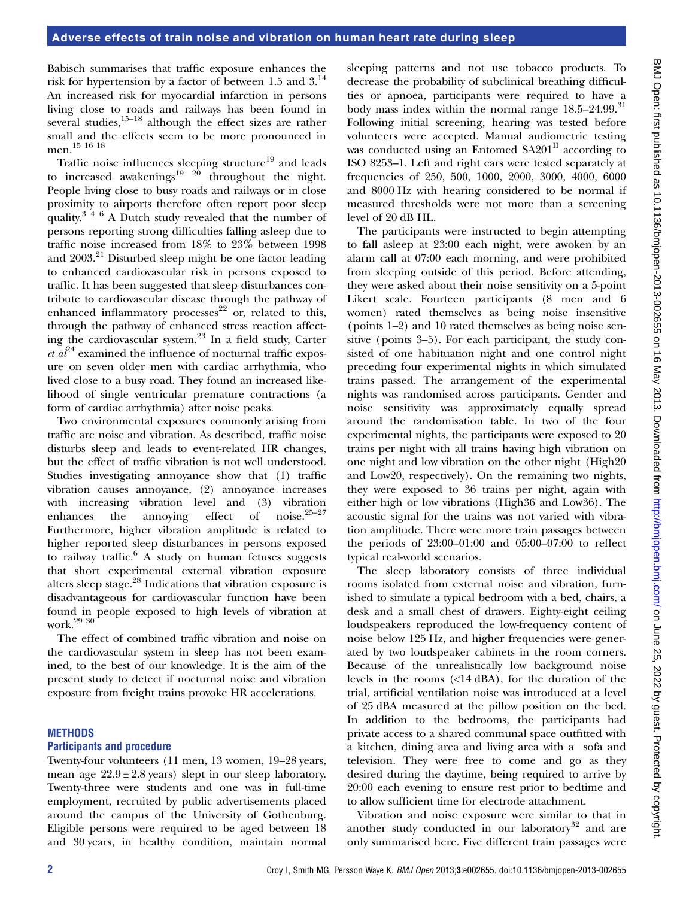Babisch summarises that traffic exposure enhances the risk for hypertension by a factor of between 1.5 and 3.[14] An increased risk for myocardial infarction in persons living close to roads and railways has been found in several studies,[15–18] although the effect sizes are rather small and the effects seem to be more pronounced in men.[15 16 18]

Traffic noise influences sleeping structure[19] and leads to increased awakenings[19 20] throughout the night. People living close to busy roads and railways or in close proximity to airports therefore often report poor sleep quality.[3 4 6] A Dutch study revealed that the number of persons reporting strong difficulties falling asleep due to traffic noise increased from 18% to 23% between 1998 and 2003.[21] Disturbed sleep might be one factor leading to enhanced cardiovascular risk in persons exposed to traffic. It has been suggested that sleep disturbances contribute to cardiovascular disease through the pathway of enhanced inflammatory processes[22] or, related to this, through the pathway of enhanced stress reaction affecting the cardiovascular system.[23] In a field study, Carter *et al*[24] examined the influence of nocturnal traffic exposure on seven older men with cardiac arrhythmia, who lived close to a busy road. They found an increased likelihood of single ventricular premature contractions (a form of cardiac arrhythmia) after noise peaks.

Two environmental exposures commonly arising from traffic are noise and vibration. As described, traffic noise disturbs sleep and leads to event-related HR changes, but the effect of traffic vibration is not well understood. Studies investigating annoyance show that (1) traffic vibration causes annoyance, (2) annoyance increases with increasing vibration level and (3) vibration enhances the annoying effect of noise.[25–27] Furthermore, higher vibration amplitude is related to higher reported sleep disturbances in persons exposed to railway traffic.[6] A study on human fetuses suggests that short experimental external vibration exposure alters sleep stage.[28] Indications that vibration exposure is disadvantageous for cardiovascular function have been found in people exposed to high levels of vibration at work.[29 30]

The effect of combined traffic vibration and noise on the cardiovascular system in sleep has not been examined, to the best of our knowledge. It is the aim of the present study to detect if nocturnal noise and vibration exposure from freight trains provoke HR accelerations.

## METHODS

### Participants and procedure

Twenty-four volunteers (11 men, 13 women, 19–28 years, mean age 22.9±2.8 years) slept in our sleep laboratory. Twenty-three were students and one was in full-time employment, recruited by public advertisements placed around the campus of the University of Gothenburg. Eligible persons were required to be aged between 18 and 30 years, in healthy condition, maintain normal sleeping patterns and not use tobacco products. To decrease the probability of subclinical breathing difficulties or apnoea, participants were required to have a body mass index within the normal range 18.5–24.99.[31] Following initial screening, hearing was tested before volunteers were accepted. Manual audiometric testing was conducted using an Entomed SA201[II] according to ISO 8253–1. Left and right ears were tested separately at frequencies of 250, 500, 1000, 2000, 3000, 4000, 6000 and 8000 Hz with hearing considered to be normal if measured thresholds were not more than a screening level of 20 dB HL.

The participants were instructed to begin attempting to fall asleep at 23:00 each night, were awoken by an alarm call at 07:00 each morning, and were prohibited from sleeping outside of this period. Before attending, they were asked about their noise sensitivity on a 5-point Likert scale. Fourteen participants (8 men and 6 women) rated themselves as being noise insensitive (points 1–2) and 10 rated themselves as being noise sensitive (points 3–5). For each participant, the study consisted of one habituation night and one control night preceding four experimental nights in which simulated trains passed. The arrangement of the experimental nights was randomised across participants. Gender and noise sensitivity was approximately equally spread around the randomisation table. In two of the four experimental nights, the participants were exposed to 20 trains per night with all trains having high vibration on one night and low vibration on the other night (High20 and Low20, respectively). On the remaining two nights, they were exposed to 36 trains per night, again with either high or low vibrations (High36 and Low36). The acoustic signal for the trains was not varied with vibration amplitude. There were more train passages between the periods of 23:00–01:00 and 05:00–07:00 to reflect typical real-world scenarios.

The sleep laboratory consists of three individual rooms isolated from external noise and vibration, furnished to simulate a typical bedroom with a bed, chairs, a desk and a small chest of drawers. Eighty-eight ceiling loudspeakers reproduced the low-frequency content of noise below 125 Hz, and higher frequencies were generated by two loudspeaker cabinets in the room corners. Because of the unrealistically low background noise levels in the rooms (<14 dBA), for the duration of the trial, artificial ventilation noise was introduced at a level of 25 dBA measured at the pillow position on the bed. In addition to the bedrooms, the participants had private access to a shared communal space outfitted with a kitchen, dining area and living area with a sofa and television. They were free to come and go as they desired during the daytime, being required to arrive by 20:00 each evening to ensure rest prior to bedtime and to allow sufficient time for electrode attachment.

Vibration and noise exposure were similar to that in another study conducted in our laboratory[32] and are only summarised here. Five different train passages were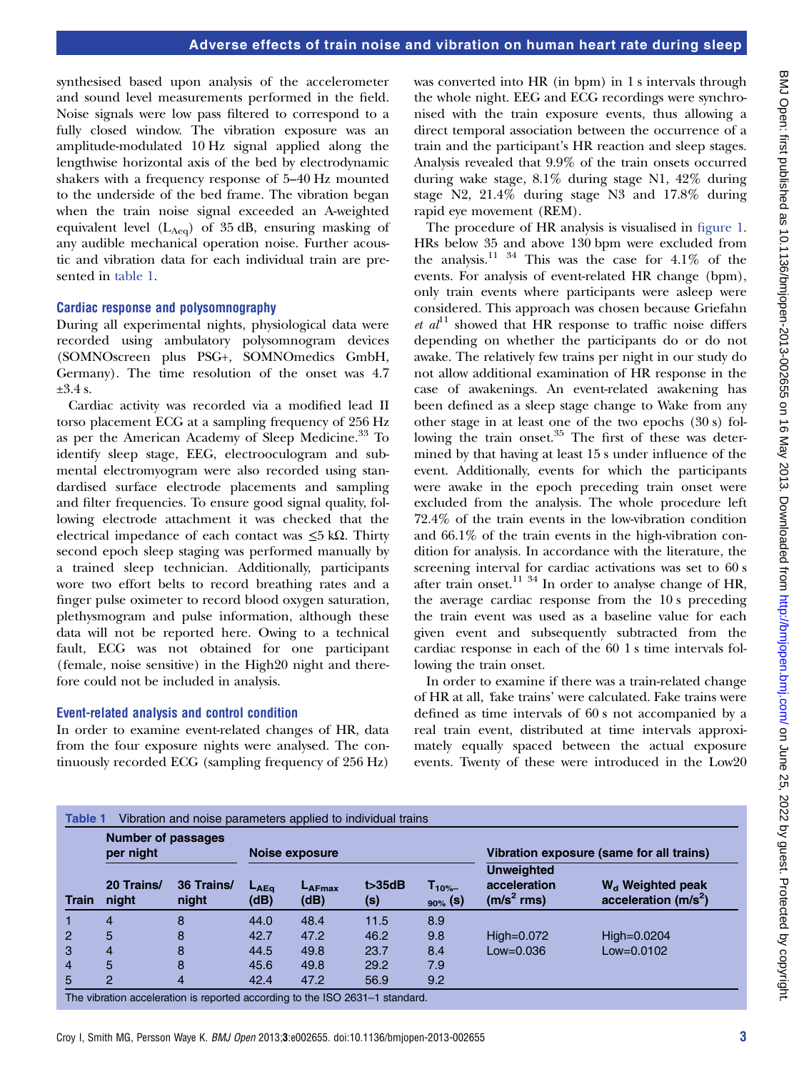synthesised based upon analysis of the accelerometer and sound level measurements performed in the field. Noise signals were low pass filtered to correspond to a fully closed window. The vibration exposure was an amplitude-modulated 10 Hz signal applied along the lengthwise horizontal axis of the bed by electrodynamic shakers with a frequency response of 5–40 Hz mounted to the underside of the bed frame. The vibration began when the train noise signal exceeded an A-weighted equivalent level ($L_{Aeq}$) of 35 dB, ensuring masking of any audible mechanical operation noise. Further acoustic and vibration data for each individual train are presented in table 1.

### Cardiac response and polysomnography

During all experimental nights, physiological data were recorded using ambulatory polysomnogram devices (SOMNOscreen plus PSG+, SOMNOmedics GmbH, Germany). The time resolution of the onset was 4.7 ±3.4 s.

Cardiac activity was recorded via a modified lead II torso placement ECG at a sampling frequency of 256 Hz as per the American Academy of Sleep Medicine.[33] To identify sleep stage, EEG, electrooculogram and submental electromyogram were also recorded using standardised surface electrode placements and sampling and filter frequencies. To ensure good signal quality, following electrode attachment it was checked that the electrical impedance of each contact was ≤5 kΩ. Thirty second epoch sleep staging was performed manually by a trained sleep technician. Additionally, participants wore two effort belts to record breathing rates and a finger pulse oximeter to record blood oxygen saturation, plethysmogram and pulse information, although these data will not be reported here. Owing to a technical fault, ECG was not obtained for one participant (female, noise sensitive) in the High20 night and therefore could not be included in analysis.

### Event-related analysis and control condition

In order to examine event-related changes of HR, data from the four exposure nights were analysed. The continuously recorded ECG (sampling frequency of 256 Hz) was converted into HR (in bpm) in 1 s intervals through the whole night. EEG and ECG recordings were synchronised with the train exposure events, thus allowing a direct temporal association between the occurrence of a train and the participant's HR reaction and sleep stages. Analysis revealed that 9.9% of the train onsets occurred during wake stage, 8.1% during stage N1, 42% during stage N2, 21.4% during stage N3 and 17.8% during rapid eye movement (REM).

The procedure of HR analysis is visualised in figure 1. HRs below 35 and above 130 bpm were excluded from the analysis.[11 34] This was the case for 4.1% of the events. For analysis of event-related HR change (bpm), only train events where participants were asleep were considered. This approach was chosen because Griefahn *et al*[11] showed that HR response to traffic noise differs depending on whether the participants do or do not awake. The relatively few trains per night in our study do not allow additional examination of HR response in the case of awakenings. An event-related awakening has been defined as a sleep stage change to Wake from any other stage in at least one of the two epochs (30 s) following the train onset.[35] The first of these was determined by that having at least 15 s under influence of the event. Additionally, events for which the participants were awake in the epoch preceding train onset were excluded from the analysis. The whole procedure left 72.4% of the train events in the low-vibration condition and 66.1% of the train events in the high-vibration condition for analysis. In accordance with the literature, the screening interval for cardiac activations was set to 60 s after train onset.[11 34] In order to analyse change of HR, the average cardiac response from the 10 s preceding the train event was used as a baseline value for each given event and subsequently subtracted from the cardiac response in each of the 60 1 s time intervals following the train onset.

In order to examine if there was a train-related change of HR at all, 'fake trains' were calculated. Fake trains were defined as time intervals of 60 s not accompanied by a real train event, distributed at time intervals approximately equally spaced between the actual exposure events. Twenty of these were introduced in the Low20

**Table 1** Vibration and noise parameters applied to individual trains

| | Number of passages per night | | Noise exposure | | | | Vibration exposure (same for all trains) | |
|---|---|---|---|---|---|---|---|---|
| Train | 20 Trains/night | 36 Trains/night | $L_{AEq}$ (dB) | $L_{AFmax}$ (dB) | t>35dB (s) | $T_{10\%-90\%}$ (s) | Unweighted acceleration ($m/s^2$ rms) | $W_d$ Weighted peak acceleration ($m/s^2$) |
| 1 | 4 | 8 | 44.0 | 48.4 | 11.5 | 8.9 | | |
| 2 | 5 | 8 | 42.7 | 47.2 | 46.2 | 9.8 | High=0.072 | High=0.0204 |
| 3 | 4 | 8 | 44.5 | 49.8 | 23.7 | 8.4 | Low=0.036 | Low=0.0102 |
| 4 | 5 | 8 | 45.6 | 49.8 | 29.2 | 7.9 | | |
| 5 | 2 | 4 | 42.4 | 47.2 | 56.9 | 9.2 | | |

The vibration acceleration is reported according to the ISO 2631–1 standard.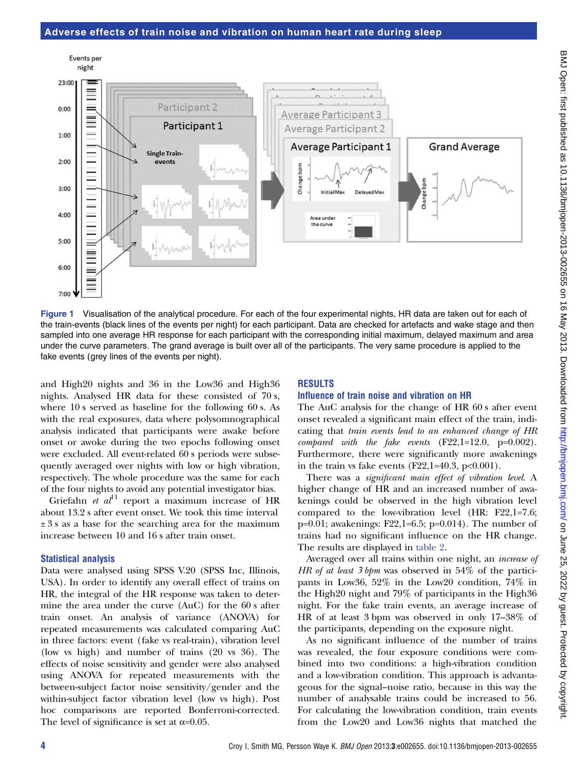Figure 1 Visualisation of the analytical procedure. For each of the four experimental nights, HR data are taken out for each of the train-events (black lines of the events per night) for each participant. Data are checked for artefacts and wake stage and then sampled into one average HR response for each participant with the corresponding initial maximum, delayed maximum and area under the curve parameters. The grand average is built over all of the participants. The very same procedure is applied to the fake events (grey lines of the events per night).

and High20 nights and 36 in the Low36 and High36 nights. Analysed HR data for these consisted of 70 s, where 10 s served as baseline for the following 60 s. As with the real exposures, data where polysomnographical analysis indicated that participants were awake before onset or awoke during the two epochs following onset were excluded. All event-related 60 s periods were subsequently averaged over nights with low or high vibration, respectively. The whole procedure was the same for each of the four nights to avoid any potential investigator bias.

Griefahn *et al*[11] report a maximum increase of HR about 13.2 s after event onset. We took this time interval ±3 s as a base for the searching area for the maximum increase between 10 and 16 s after train onset.

### Statistical analysis

Data were analysed using SPSS V.20 (SPSS Inc, Illinois, USA). In order to identify any overall effect of trains on HR, the integral of the HR response was taken to determine the area under the curve (AuC) for the 60 s after train onset. An analysis of variance (ANOVA) for repeated measurements was calculated comparing AuC in three factors: event (fake vs real-train), vibration level (low vs high) and number of trains (20 vs 36). The effects of noise sensitivity and gender were also analysed using ANOVA for repeated measurements with the between-subject factor noise sensitivity/gender and the within-subject factor vibration level (low vs high). Post hoc comparisons are reported Bonferroni-corrected. The level of significance is set at $\alpha$=0.05.

## RESULTS

### Influence of train noise and vibration on HR

The AuC analysis for the change of HR 60 s after event onset revealed a significant main effect of the train, indicating that *train events lead to an enhanced change of HR compared with the fake events* ($F_{22,1}$=12.0, p=0.002). Furthermore, there were significantly more awakenings in the train vs fake events ($F_{22,1}$=40.3, p<0.001).

There was a *significant main effect of vibration level*. A higher change of HR and an increased number of awakenings could be observed in the high vibration level compared to the low-vibration level (HR: $F_{22,1}$=7.6; p=0.01; awakenings: $F_{22,1}$=6.5; p=0.014). The number of trains had no significant influence on the HR change. The results are displayed in table 2.

Averaged over all trains within one night, an *increase of HR of at least 3 bpm* was observed in 54% of the participants in Low36, 52% in the Low20 condition, 74% in the High20 night and 79% of participants in the High36 night. For the fake train events, an average increase of HR of at least 3 bpm was observed in only 17–38% of the participants, depending on the exposure night.

As no significant influence of the number of trains was revealed, the four exposure conditions were combined into two conditions: a high-vibration condition and a low-vibration condition. This approach is advantageous for the signal–noise ratio, because in this way the number of analysable trains could be increased to 56. For calculating the low-vibration condition, train events from the Low20 and Low36 nights that matched the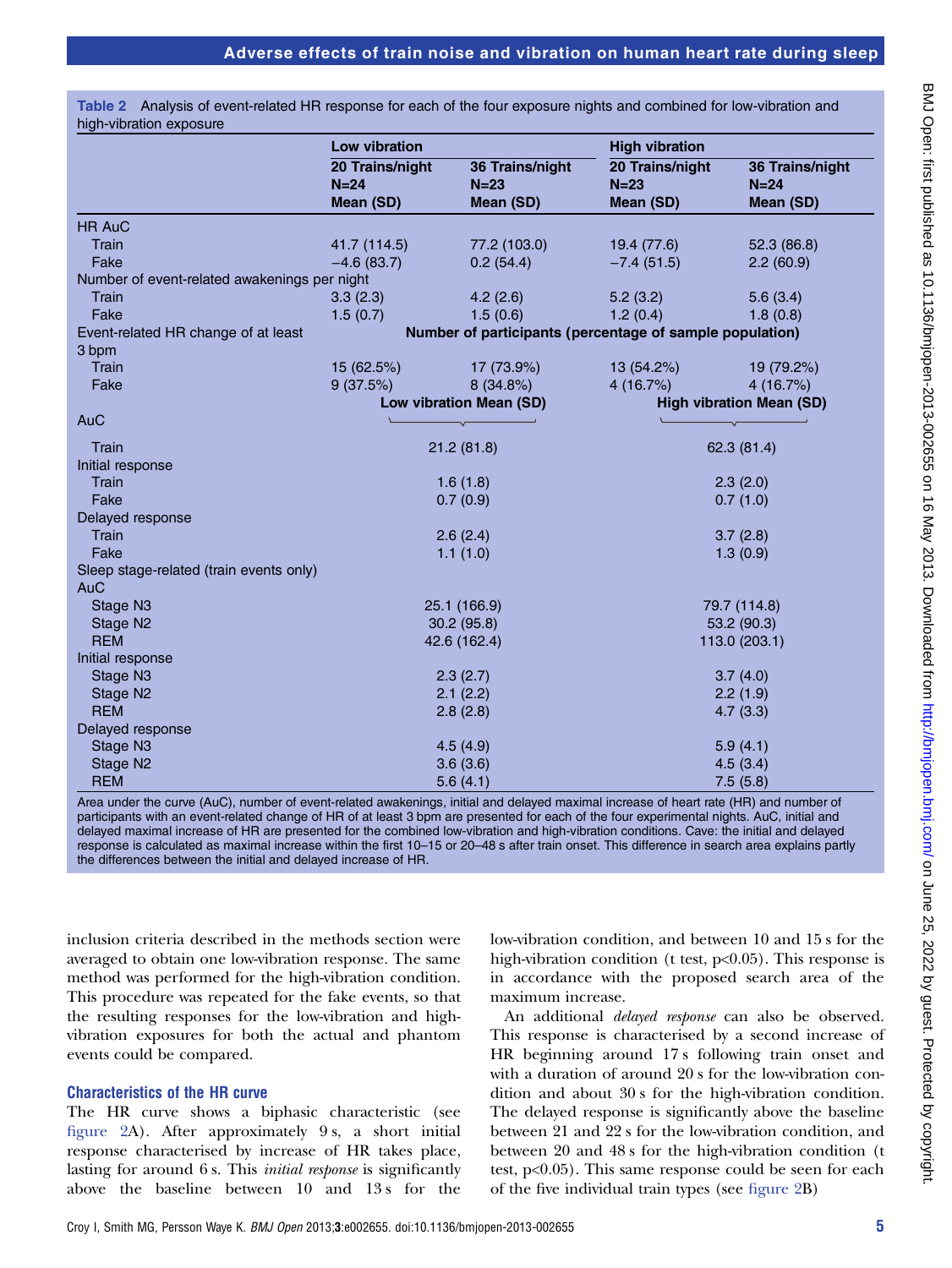**Table 2** Analysis of event-related HR response for each of the four exposure nights and combined for low-vibration and high-vibration exposure

| | Low vibration | | High vibration | |
|---|---|---|---|---|
| | 20 Trains/night N=24 Mean (SD) | 36 Trains/night N=23 Mean (SD) | 20 Trains/night N=23 Mean (SD) | 36 Trains/night N=24 Mean (SD) |
| HR AuC | | | | |
| Train | 41.7 (114.5) | 77.2 (103.0) | 19.4 (77.6) | 52.3 (86.8) |
| Fake | −4.6 (83.7) | 0.2 (54.4) | −7.4 (51.5) | 2.2 (60.9) |
| Number of event-related awakenings per night | | | | |
| Train | 3.3 (2.3) | 4.2 (2.6) | 5.2 (3.2) | 5.6 (3.4) |
| Fake | 1.5 (0.7) | 1.5 (0.6) | 1.2 (0.4) | 1.8 (0.8) |
| Event-related HR change of at least 3 bpm | Number of participants (percentage of sample population) | | | |
| Train | 15 (62.5%) | 17 (73.9%) | 13 (54.2%) | 19 (79.2%) |
| Fake | 9 (37.5%) | 8 (34.8%) | 4 (16.7%) | 4 (16.7%) |
| | Low vibration Mean (SD) | | High vibration Mean (SD) | |
| AuC | | | | |
| Train | 21.2 (81.8) | | 62.3 (81.4) | |
| Initial response | | | | |
| Train | 1.6 (1.8) | | 2.3 (2.0) | |
| Fake | 0.7 (0.9) | | 0.7 (1.0) | |
| Delayed response | | | | |
| Train | 2.6 (2.4) | | 3.7 (2.8) | |
| Fake | 1.1 (1.0) | | 1.3 (0.9) | |
| Sleep stage-related (train events only) | | | | |
| AuC | | | | |
| Stage N3 | 25.1 (166.9) | | 79.7 (114.8) | |
| Stage N2 | 30.2 (95.8) | | 53.2 (90.3) | |
| REM | 42.6 (162.4) | | 113.0 (203.1) | |
| Initial response | | | | |
| Stage N3 | 2.3 (2.7) | | 3.7 (4.0) | |
| Stage N2 | 2.1 (2.2) | | 2.2 (1.9) | |
| REM | 2.8 (2.8) | | 4.7 (3.3) | |
| Delayed response | | | | |
| Stage N3 | 4.5 (4.9) | | 5.9 (4.1) | |
| Stage N2 | 3.6 (3.6) | | 4.5 (3.4) | |
| REM | 5.6 (4.1) | | 7.5 (5.8) | |

Area under the curve (AuC), number of event-related awakenings, initial and delayed maximal increase of heart rate (HR) and number of participants with an event-related change of HR of at least 3 bpm are presented for each of the four experimental nights. AuC, initial and delayed maximal increase of HR are presented for the combined low-vibration and high-vibration conditions. Cave: the initial and delayed response is calculated as maximal increase within the first 10–15 or 20–48 s after train onset. This difference in search area explains partly the differences between the initial and delayed increase of HR.

inclusion criteria described in the methods section were averaged to obtain one low-vibration response. The same method was performed for the high-vibration condition. This procedure was repeated for the fake events, so that the resulting responses for the low-vibration and high-vibration exposures for both the actual and phantom events could be compared.

### Characteristics of the HR curve

The HR curve shows a biphasic characteristic (see figure 2A). After approximately 9 s, a short initial response characterised by increase of HR takes place, lasting for around 6 s. This *initial response* is significantly above the baseline between 10 and 13 s for the low-vibration condition, and between 10 and 15 s for the high-vibration condition (t test, p<0.05). This response is in accordance with the proposed search area of the maximum increase.

An additional *delayed response* can also be observed. This response is characterised by a second increase of HR beginning around 17 s following train onset and with a duration of around 20 s for the low-vibration condition and about 30 s for the high-vibration condition. The delayed response is significantly above the baseline between 21 and 22 s for the low-vibration condition, and between 20 and 48 s for the high-vibration condition (t test, p<0.05). This same response could be seen for each of the five individual train types (see figure 2B)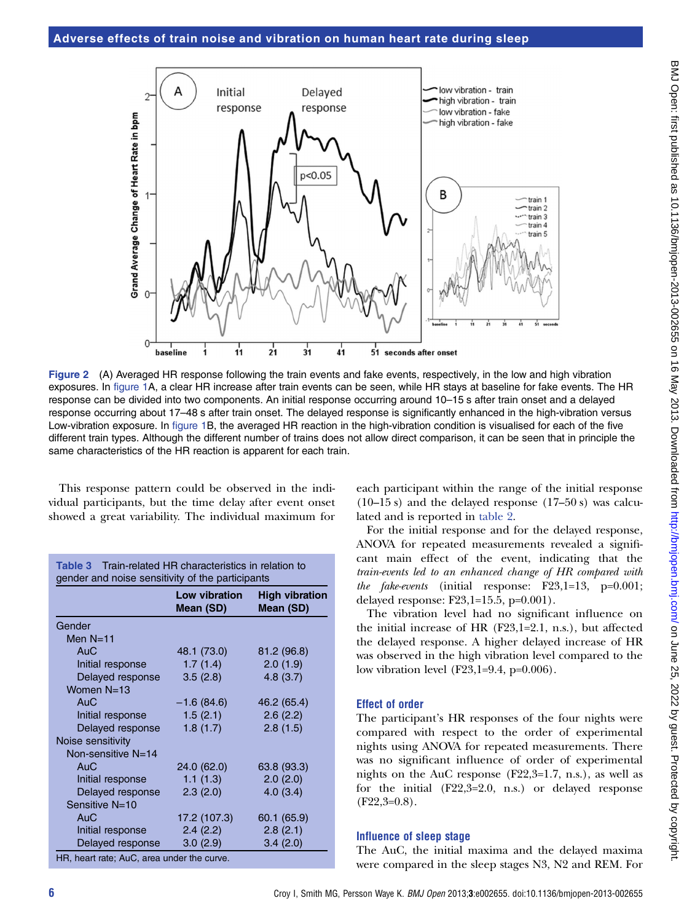Figure 2 (A) Averaged HR response following the train events and fake events, respectively, in the low and high vibration exposures. In figure 1A, a clear HR increase after train events can be seen, while HR stays at baseline for fake events. The HR response can be divided into two components. An initial response occurring around 10–15 s after train onset and a delayed response occurring about 17–48 s after train onset. The delayed response is significantly enhanced in the high-vibration versus Low-vibration exposure. In figure 1B, the averaged HR reaction in the high-vibration condition is visualised for each of the five different train types. Although the different number of trains does not allow direct comparison, it can be seen that in principle the same characteristics of the HR reaction is apparent for each train.

This response pattern could be observed in the individual participants, but the time delay after event onset showed a great variability. The individual maximum for each participant within the range of the initial response (10–15 s) and the delayed response (17–50 s) was calculated and is reported in table 2.

For the initial response and for the delayed response, ANOVA for repeated measurements revealed a significant main effect of the event, indicating that the *train-events led to an enhanced change of HR compared with the fake-events* (initial response: $F_{23,1}=13$, $p=0.001$; delayed response: $F_{23,1}=15.5$, $p=0.001$).

The vibration level had no significant influence on the initial increase of HR ($F_{23,1}=2.1$, n.s.), but affected the delayed response. A higher delayed increase of HR was observed in the high vibration level compared to the low vibration level ($F_{23,1}=9.4$, $p=0.006$).

**Table 3** Train-related HR characteristics in relation to gender and noise sensitivity of the participants

| | Low vibration Mean (SD) | High vibration Mean (SD) |
|---|---|---|
| Gender | | |
| Men N=11 | | |
| AuC | 48.1 (73.0) | 81.2 (96.8) |
| Initial response | 1.7 (1.4) | 2.0 (1.9) |
| Delayed response | 3.5 (2.8) | 4.8 (3.7) |
| Women N=13 | | |
| AuC | −1.6 (84.6) | 46.2 (65.4) |
| Initial response | 1.5 (2.1) | 2.6 (2.2) |
| Delayed response | 1.8 (1.7) | 2.8 (1.5) |
| Noise sensitivity | | |
| Non-sensitive N=14 | | |
| AuC | 24.0 (62.0) | 63.8 (93.3) |
| Initial response | 1.1 (1.3) | 2.0 (2.0) |
| Delayed response | 2.3 (2.0) | 4.0 (3.4) |
| Sensitive N=10 | | |
| AuC | 17.2 (107.3) | 60.1 (65.9) |
| Initial response | 2.4 (2.2) | 2.8 (2.1) |
| Delayed response | 3.0 (2.9) | 3.4 (2.0) |

HR, heart rate; AuC, area under the curve.

### Effect of order

The participant's HR responses of the four nights were compared with respect to the order of experimental nights using ANOVA for repeated measurements. There was no significant influence of order of experimental nights on the AuC response ($F_{22,3}=1.7$, n.s.), as well as for the initial ($F_{22,3}=2.0$, n.s.) or delayed response ($F_{22,3}=0.8$).

### Influence of sleep stage

The AuC, the initial maxima and the delayed maxima were compared in the sleep stages N3, N2 and REM. For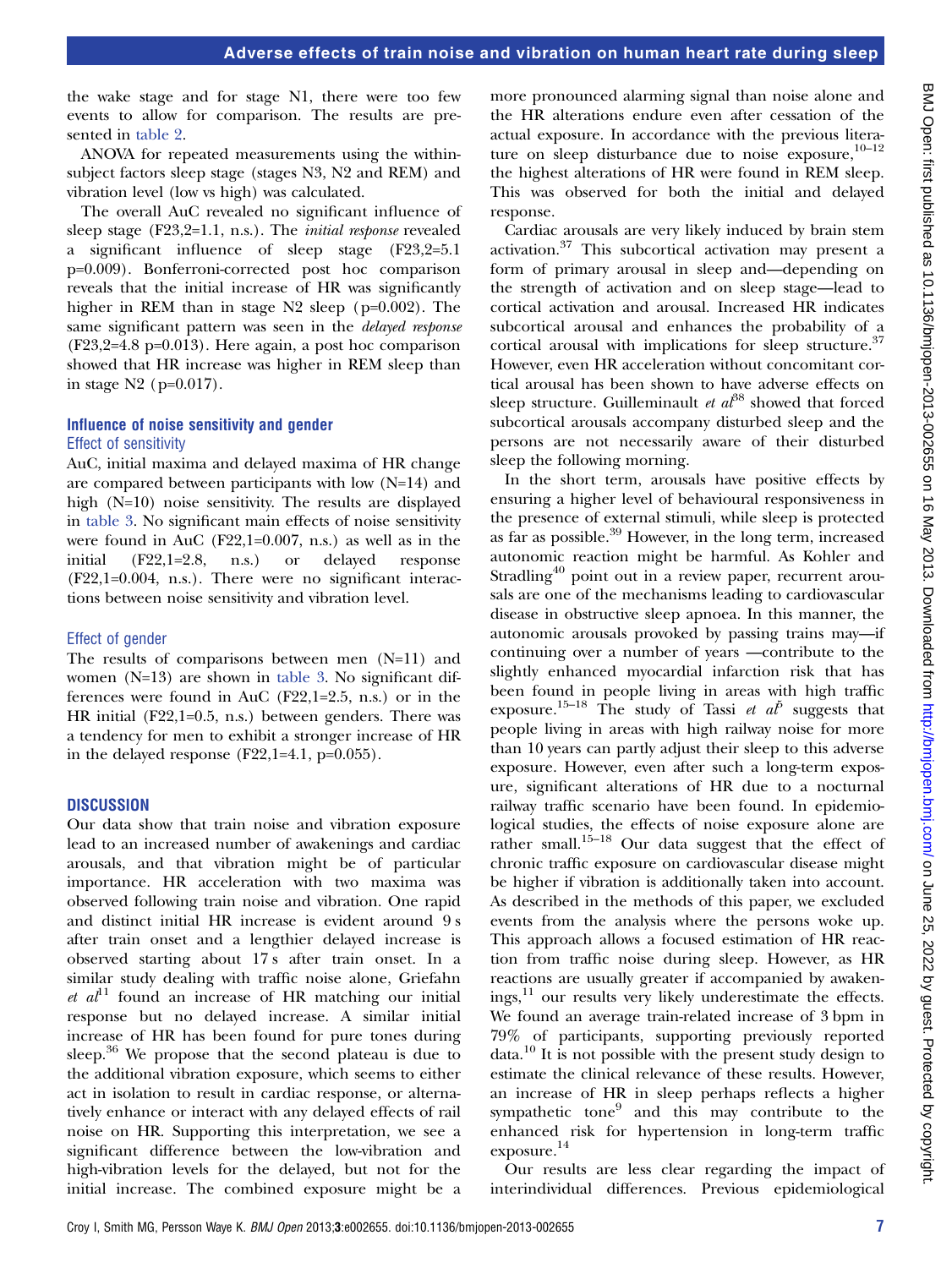the wake stage and for stage N1, there were too few events to allow for comparison. The results are presented in table 2.

ANOVA for repeated measurements using the within-subject factors sleep stage (stages N3, N2 and REM) and vibration level (low vs high) was calculated.

The overall AuC revealed no significant influence of sleep stage ($F_{23,2}$=1.1, n.s.). The *initial response* revealed a significant influence of sleep stage ($F_{23,2}$=5.1 p=0.009). Bonferroni-corrected post hoc comparison reveals that the initial increase of HR was significantly higher in REM than in stage N2 sleep (p=0.002). The same significant pattern was seen in the *delayed response* ($F_{23,2}$=4.8 p=0.013). Here again, a post hoc comparison showed that HR increase was higher in REM sleep than in stage N2 (p=0.017).

## Influence of noise sensitivity and gender

### Effect of sensitivity

AuC, initial maxima and delayed maxima of HR change are compared between participants with low (N=14) and high (N=10) noise sensitivity. The results are displayed in table 3. No significant main effects of noise sensitivity were found in AuC ($F_{22,1}$=0.007, n.s.) as well as in the initial ($F_{22,1}$=2.8, n.s.) or delayed response ($F_{22,1}$=0.004, n.s.). There were no significant interactions between noise sensitivity and vibration level.

### Effect of gender

The results of comparisons between men (N=11) and women (N=13) are shown in table 3. No significant differences were found in AuC ($F_{22,1}$=2.5, n.s.) or in the HR initial ($F_{22,1}$=0.5, n.s.) between genders. There was a tendency for men to exhibit a stronger increase of HR in the delayed response ($F_{22,1}$=4.1, p=0.055).

## DISCUSSION

Our data show that train noise and vibration exposure lead to an increased number of awakenings and cardiac arousals, and that vibration might be of particular importance. HR acceleration with two maxima was observed following train noise and vibration. One rapid and distinct initial HR increase is evident around 9 s after train onset and a lengthier delayed increase is observed starting about 17 s after train onset. In a similar study dealing with traffic noise alone, Griefahn *et al*[11] found an increase of HR matching our initial response but no delayed increase. A similar initial increase of HR has been found for pure tones during sleep.[36] We propose that the second plateau is due to the additional vibration exposure, which seems to either act in isolation to result in cardiac response, or alternatively enhance or interact with any delayed effects of rail noise on HR. Supporting this interpretation, we see a significant difference between the low-vibration and high-vibration levels for the delayed, but not for the initial increase. The combined exposure might be a more pronounced alarming signal than noise alone and the HR alterations endure even after cessation of the actual exposure. In accordance with the previous literature on sleep disturbance due to noise exposure,[10–12] the highest alterations of HR were found in REM sleep. This was observed for both the initial and delayed response.

Cardiac arousals are very likely induced by brain stem activation.[37] This subcortical activation may present a form of primary arousal in sleep and—depending on the strength of activation and on sleep stage—lead to cortical activation and arousal. Increased HR indicates subcortical arousal and enhances the probability of a cortical arousal with implications for sleep structure.[37] However, even HR acceleration without concomitant cortical arousal has been shown to have adverse effects on sleep structure. Guilleminault *et al*[38] showed that forced subcortical arousals accompany disturbed sleep and the persons are not necessarily aware of their disturbed sleep the following morning.

In the short term, arousals have positive effects by ensuring a higher level of behavioural responsiveness in the presence of external stimuli, while sleep is protected as far as possible.[39] However, in the long term, increased autonomic reaction might be harmful. As Kohler and Stradling[40] point out in a review paper, recurrent arousals are one of the mechanisms leading to cardiovascular disease in obstructive sleep apnoea. In this manner, the autonomic arousals provoked by passing trains may—if continuing over a number of years —contribute to the slightly enhanced myocardial infarction risk that has been found in people living in areas with high traffic exposure.[15–18] The study of Tassi *et al*[5] suggests that people living in areas with high railway noise for more than 10 years can partly adjust their sleep to this adverse exposure. However, even after such a long-term exposure, significant alterations of HR due to a nocturnal railway traffic scenario have been found. In epidemiological studies, the effects of noise exposure alone are rather small.[15–18] Our data suggest that the effect of chronic traffic exposure on cardiovascular disease might be higher if vibration is additionally taken into account. As described in the methods of this paper, we excluded events from the analysis where the persons woke up. This approach allows a focused estimation of HR reaction from traffic noise during sleep. However, as HR reactions are usually greater if accompanied by awakenings,[11] our results very likely underestimate the effects. We found an average train-related increase of 3 bpm in 79% of participants, supporting previously reported data.[10] It is not possible with the present study design to estimate the clinical relevance of these results. However, an increase of HR in sleep perhaps reflects a higher sympathetic tone[9] and this may contribute to the enhanced risk for hypertension in long-term traffic exposure.[14]

Our results are less clear regarding the impact of interindividual differences. Previous epidemiological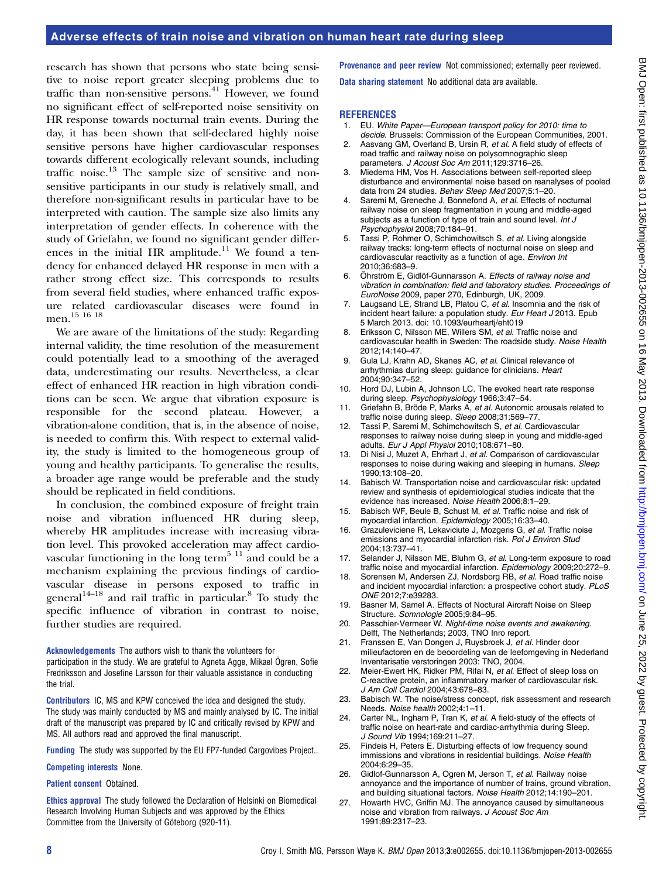research has shown that persons who state being sensitive to noise report greater sleeping problems due to traffic than non-sensitive persons.[41] However, we found no significant effect of self-reported noise sensitivity on HR response towards nocturnal train events. During the day, it has been shown that self-declared highly noise sensitive persons have higher cardiovascular responses towards different ecologically relevant sounds, including traffic noise.[13] The sample size of sensitive and non-sensitive participants in our study is relatively small, and therefore non-significant results in particular have to be interpreted with caution. The sample size also limits any interpretation of gender effects. In coherence with the study of Griefahn, we found no significant gender differences in the initial HR amplitude.[11] We found a tendency for enhanced delayed HR response in men with a rather strong effect size. This corresponds to results from several field studies, where enhanced traffic exposure related cardiovascular diseases were found in men.[15 16 18]

We are aware of the limitations of the study: Regarding internal validity, the time resolution of the measurement could potentially lead to a smoothing of the averaged data, underestimating our results. Nevertheless, a clear effect of enhanced HR reaction in high vibration conditions can be seen. We argue that vibration exposure is responsible for the second plateau. However, a vibration-alone condition, that is, in the absence of noise, is needed to confirm this. With respect to external validity, the study is limited to the homogeneous group of young and healthy participants. To generalise the results, a broader age range would be preferable and the study should be replicated in field conditions.

In conclusion, the combined exposure of freight train noise and vibration influenced HR during sleep, whereby HR amplitudes increase with increasing vibration level. This provoked acceleration may affect cardiovascular functioning in the long term[5 11] and could be a mechanism explaining the previous findings of cardiovascular disease in persons exposed to traffic in general[14–18] and rail traffic in particular.[8] To study the specific influence of vibration in contrast to noise, further studies are required.

**Acknowledgements** The authors wish to thank the volunteers for participation in the study. We are grateful to Agneta Agge, Mikael Ögren, Sofie Fredriksson and Josefine Larsson for their valuable assistance in conducting the trial.

**Contributors** IC, MS and KPW conceived the idea and designed the study. The study was mainly conducted by MS and mainly analysed by IC. The initial draft of the manuscript was prepared by IC and critically revised by KPW and MS. All authors read and approved the final manuscript.

**Funding** The study was supported by the EU FP7-funded Cargovibes Project..

**Competing interests** None.

**Patient consent** Obtained.

**Ethics approval** The study followed the Declaration of Helsinki on Biomedical Research Involving Human Subjects and was approved by the Ethics Committee from the University of Göteborg (920-11).

**Provenance and peer review** Not commissioned; externally peer reviewed.

**Data sharing statement** No additional data are available.

## REFERENCES

1. EU. *White Paper—European transport policy for 2010: time to decide*. Brussels: Commission of the European Communities, 2001.
2. Aasvang GM, Overland B, Ursin R, *et al*. A field study of effects of road traffic and railway noise on polysomnographic sleep parameters. *J Acoust Soc Am* 2011;129:3716–26.
3. Miedema HM, Vos H. Associations between self-reported sleep disturbance and environmental noise based on reanalyses of pooled data from 24 studies. *Behav Sleep Med* 2007;5:1–20.
4. Saremi M, Greneche J, Bonnefond A, *et al*. Effects of nocturnal railway noise on sleep fragmentation in young and middle-aged subjects as a function of type of train and sound level. *Int J Psychophysiol* 2008;70:184–91.
5. Tassi P, Rohmer O, Schimchowitsch S, *et al*. Living alongside railway tracks: long-term effects of nocturnal noise on sleep and cardiovascular reactivity as a function of age. *Environ Int* 2010;36:683–9.
6. Öhrström E, Gidlöf-Gunnarsson A. *Effects of railway noise and vibration in combination: field and laboratory studies. Proceedings of EuroNoise* 2009, paper 270, Edinburgh, UK, 2009.
7. Laugsand LE, Strand LB, Platou C, *et al*. Insomnia and the risk of incident heart failure: a population study. *Eur Heart J* 2013. Epub 5 March 2013. doi: 10.1093/eurheartj/eht019
8. Eriksson C, Nilsson ME, Willers SM, *et al*. Traffic noise and cardiovascular health in Sweden: The roadside study. *Noise Health* 2012;14:140–47.
9. Gula LJ, Krahn AD, Skanes AC, *et al*. Clinical relevance of arrhythmias during sleep: guidance for clinicians. *Heart* 2004;90:347–52.
10. Hord DJ, Lubin A, Johnson LC. The evoked heart rate response during sleep. *Psychophysiology* 1966;3:47–54.
11. Griefahn B, Bröde P, Marks A, *et al*. Autonomic arousals related to traffic noise during sleep. *Sleep* 2008;31:569–77.
12. Tassi P, Saremi M, Schimchowitsch S, *et al*. Cardiovascular responses to railway noise during sleep in young and middle-aged adults. *Eur J Appl Physiol* 2010;108:671–80.
13. Di Nisi J, Muzet A, Ehrhart J, *et al*. Comparison of cardiovascular responses to noise during waking and sleeping in humans. *Sleep* 1990;13:108–20.
14. Babisch W. Transportation noise and cardiovascular risk: updated review and synthesis of epidemiological studies indicate that the evidence has increased. *Noise Health* 2006;8:1–29.
15. Babisch WF, Beule B, Schust M, *et al*. Traffic noise and risk of myocardial infarction. *Epidemiology* 2005;16:33–40.
16. Grazuleviciene R, Lekaviciute J, Mozgeris G, *et al*. Traffic noise emissions and myocardial infarction risk. *Pol J Environ Stud* 2004;13:737–41.
17. Selander J, Nilsson ME, Bluhm G, *et al*. Long-term exposure to road traffic noise and myocardial infarction. *Epidemiology* 2009;20:272–9.
18. Sorensen M, Andersen ZJ, Nordsborg RB, *et al*. Road traffic noise and incident myocardial infarction: a prospective cohort study. *PLoS ONE* 2012;7:e39283.
19. Basner M, Samel A. Effects of Noctural Aircraft Noise on Sleep Structure. *Somnologie* 2005;9:84–95.
20. Passchier-Vermeer W. *Night-time noise events and awakening*. Delft, The Netherlands; 2003, TNO Inro report.
21. Franssen E, Van Dongen J, Ruysbroek J, *et al*. Hinder door milieufactoren en de beoordeling van de leefomgeving in Nederland Inventarisatie verstoringen 2003: TNO, 2004.
22. Meier-Ewert HK, Ridker PM, Rifai N, *et al*. Effect of sleep loss on C-reactive protein, an inflammatory marker of cardiovascular risk. *J Am Coll Cardiol* 2004;43:678–83.
23. Babisch W. The noise/stress concept, risk assessment and research Needs. *Noise health* 2002;4:1–11.
24. Carter NL, Ingham P, Tran K, *et al*. A field-study of the effects of traffic noise on heart-rate and cardiac-arrhythmia during Sleep. *J Sound Vib* 1994;169:211–27.
25. Findeis H, Peters E. Disturbing effects of low frequency sound immissions and vibrations in residential buildings. *Noise Health* 2004;6:29–35.
26. Gidlof-Gunnarsson A, Ogren M, Jerson T, *et al*. Railway noise annoyance and the importance of number of trains, ground vibration, and building situational factors. *Noise Health* 2012;14:190–201.
27. Howarth HVC, Griffin MJ. The annoyance caused by simultaneous noise and vibration from railways. *J Acoust Soc Am* 1991;89:2317–23.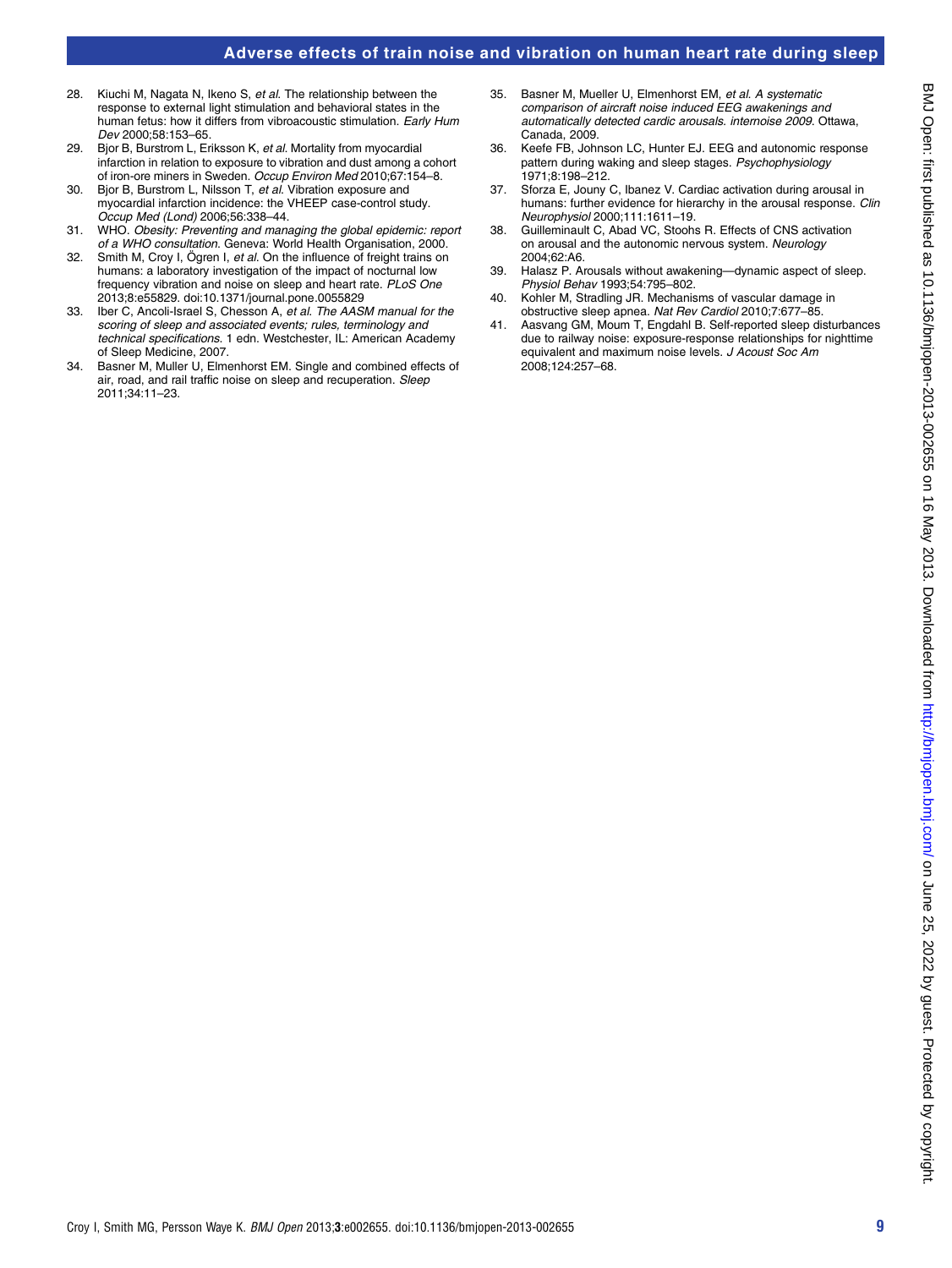28. Kiuchi M, Nagata N, Ikeno S, *et al*. The relationship between the response to external light stimulation and behavioral states in the human fetus: how it differs from vibroacoustic stimulation. *Early Hum Dev* 2000;58:153–65.
29. Bjor B, Burstrom L, Eriksson K, *et al*. Mortality from myocardial infarction in relation to exposure to vibration and dust among a cohort of iron-ore miners in Sweden. *Occup Environ Med* 2010;67:154–8.
30. Bjor B, Burstrom L, Nilsson T, *et al*. Vibration exposure and myocardial infarction incidence: the VHEEP case-control study. *Occup Med (Lond)* 2006;56:338–44.
31. WHO. *Obesity: Preventing and managing the global epidemic: report of a WHO consultation*. Geneva: World Health Organisation, 2000.
32. Smith M, Croy I, Ögren I, *et al*. On the influence of freight trains on humans: a laboratory investigation of the impact of nocturnal low frequency vibration and noise on sleep and heart rate. *PLoS One* 2013;8:e55829. doi:10.1371/journal.pone.0055829
33. Iber C, Ancoli-Israel S, Chesson A, *et al*. *The AASM manual for the scoring of sleep and associated events; rules, terminology and technical specifications*. 1 edn. Westchester, IL: American Academy of Sleep Medicine, 2007.
34. Basner M, Muller U, Elmenhorst EM. Single and combined effects of air, road, and rail traffic noise on sleep and recuperation. *Sleep* 2011;34:11–23.
35. Basner M, Mueller U, Elmenhorst EM, *et al*. *A systematic comparison of aircraft noise induced EEG awakenings and automatically detected cardic arousals. internoise 2009*. Ottawa, Canada, 2009.
36. Keefe FB, Johnson LC, Hunter EJ. EEG and autonomic response pattern during waking and sleep stages. *Psychophysiology* 1971;8:198–212.
37. Sforza E, Jouny C, Ibanez V. Cardiac activation during arousal in humans: further evidence for hierarchy in the arousal response. *Clin Neurophysiol* 2000;111:1611–19.
38. Guilleminault C, Abad VC, Stoohs R. Effects of CNS activation on arousal and the autonomic nervous system. *Neurology* 2004;62:A6.
39. Halasz P. Arousals without awakening—dynamic aspect of sleep. *Physiol Behav* 1993;54:795–802.
40. Kohler M, Stradling JR. Mechanisms of vascular damage in obstructive sleep apnea. *Nat Rev Cardiol* 2010;7:677–85.
41. Aasvang GM, Moum T, Engdahl B. Self-reported sleep disturbances due to railway noise: exposure-response relationships for nighttime equivalent and maximum noise levels. *J Acoust Soc Am* 2008;124:257–68.